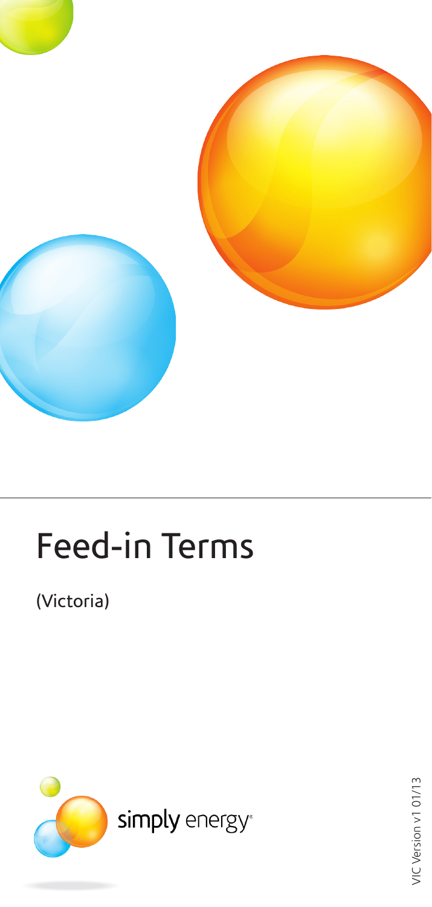# Feed-in Terms

(Victoria)

simply energy®

VIC Version v1 01/13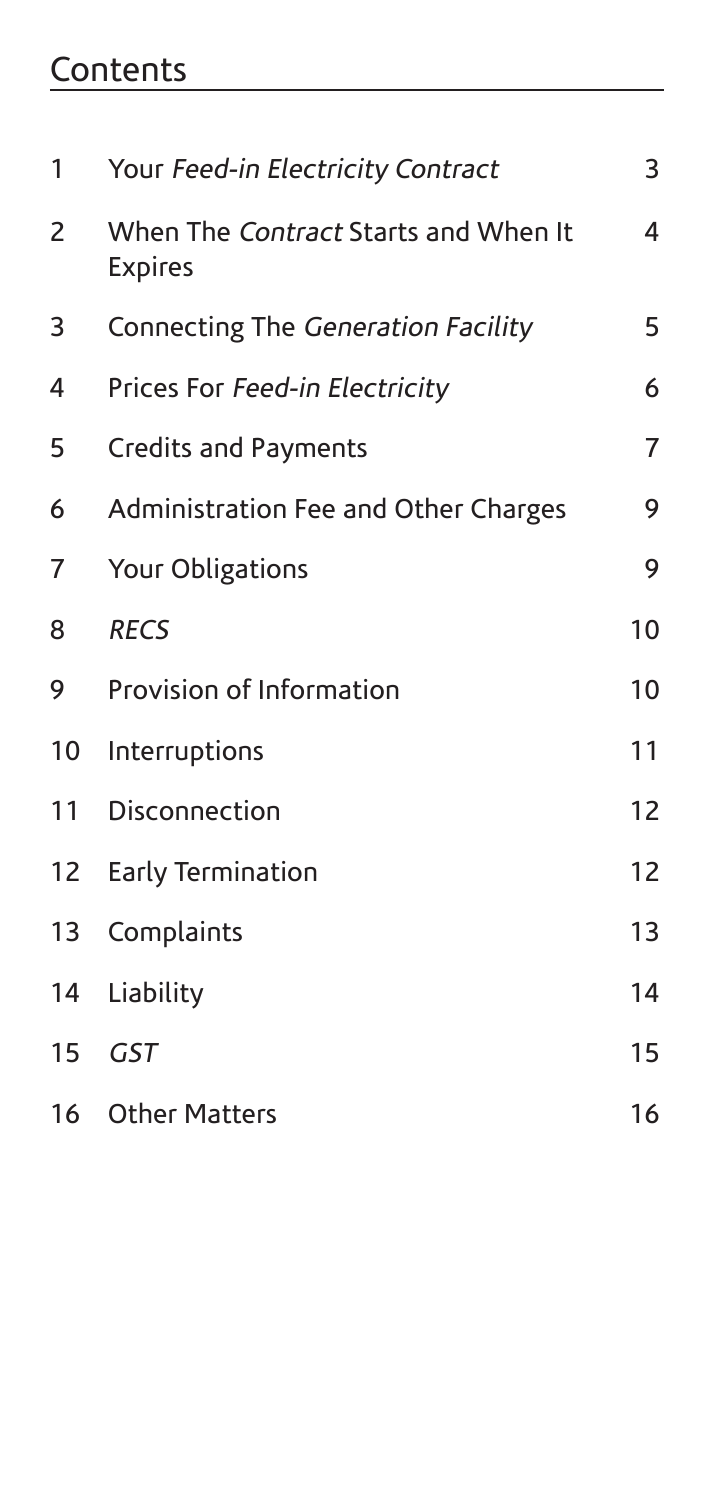## Contents

| | | |
|---|---|---|
| 1 | Your *Feed-in Electricity Contract* | 3 |
| 2 | When The *Contract* Starts and When It Expires | 4 |
| 3 | Connecting The *Generation Facility* | 5 |
| 4 | Prices For *Feed-in Electricity* | 6 |
| 5 | Credits and Payments | 7 |
| 6 | Administration Fee and Other Charges | 9 |
| 7 | Your Obligations | 9 |
| 8 | *RECS* | 10 |
| 9 | Provision of Information | 10 |
| 10 | Interruptions | 11 |
| 11 | Disconnection | 12 |
| 12 | Early Termination | 12 |
| 13 | Complaints | 13 |
| 14 | Liability | 14 |
| 15 | *GST* | 15 |
| 16 | Other Matters | 16 |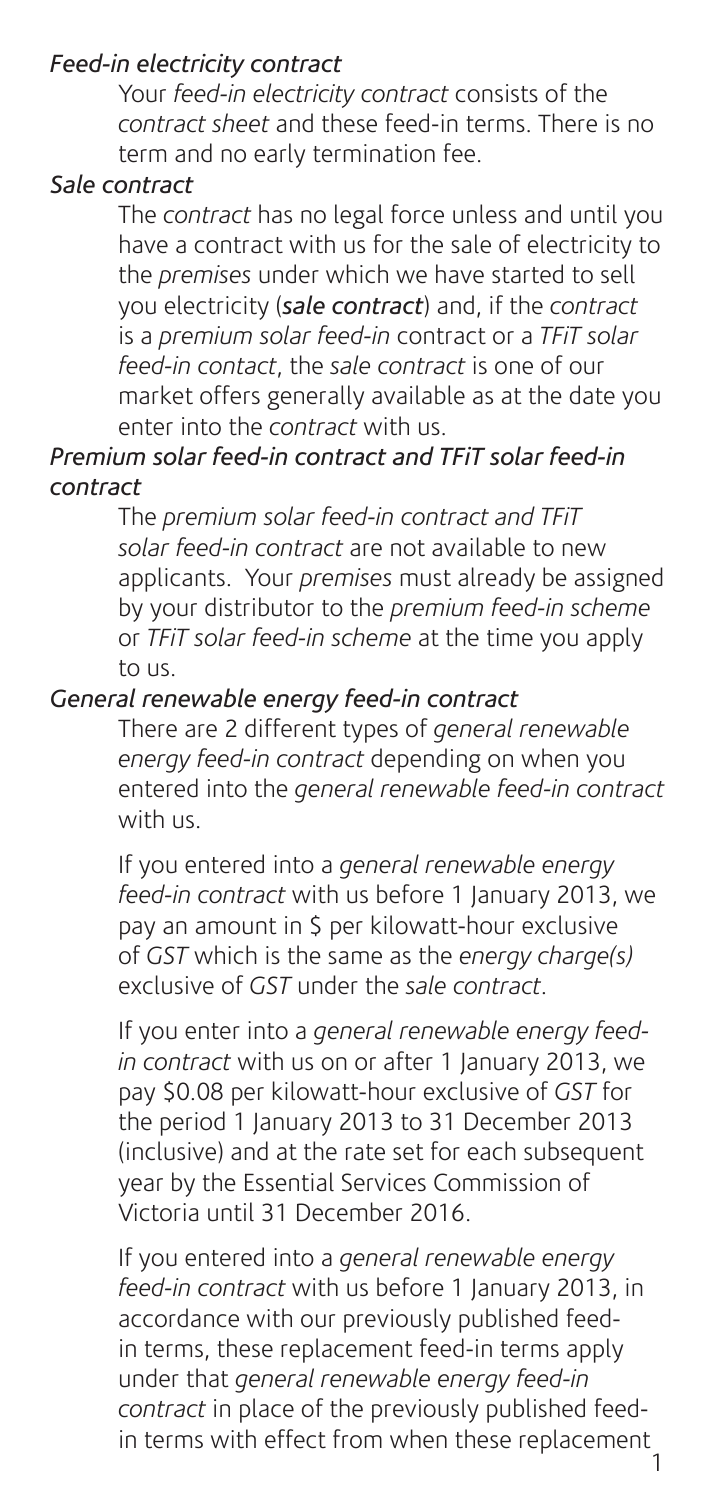*Feed-in electricity contract*

Your *feed-in electricity contract* consists of the *contract sheet* and these feed-in terms. There is no term and no early termination fee.

*Sale contract*

The *contract* has no legal force unless and until you have a contract with us for the sale of electricity to the *premises* under which we have started to sell you electricity (***sale contract***) and, if the *contract* is a *premium solar feed-in* contract or a *TFiT solar feed-in contact*, the *sale contract* is one of our market offers generally available as at the date you enter into the *contract* with us.

*Premium solar feed-in contract and TFiT solar feed-in contract*

The *premium solar feed-in contract and TFiT solar feed-in contract* are not available to new applicants. Your *premises* must already be assigned by your distributor to the *premium feed-in scheme* or *TFiT solar feed-in scheme* at the time you apply to us.

*General renewable energy feed-in contract*

There are 2 different types of *general renewable energy feed-in contract* depending on when you entered into the *general renewable feed-in contract* with us.

If you entered into a *general renewable energy feed-in contract* with us before 1 January 2013, we pay an amount in $ per kilowatt-hour exclusive of *GST* which is the same as the *energy charge(s)* exclusive of *GST* under the *sale contract*.

If you enter into a *general renewable energy feed-in contract* with us on or after 1 January 2013, we pay $0.08 per kilowatt-hour exclusive of *GST* for the period 1 January 2013 to 31 December 2013 (inclusive) and at the rate set for each subsequent year by the Essential Services Commission of Victoria until 31 December 2016.

If you entered into a *general renewable energy feed-in contract* with us before 1 January 2013, in accordance with our previously published feed-in terms, these replacement feed-in terms apply under that *general renewable energy feed-in contract* in place of the previously published feed-in terms with effect from when these replacement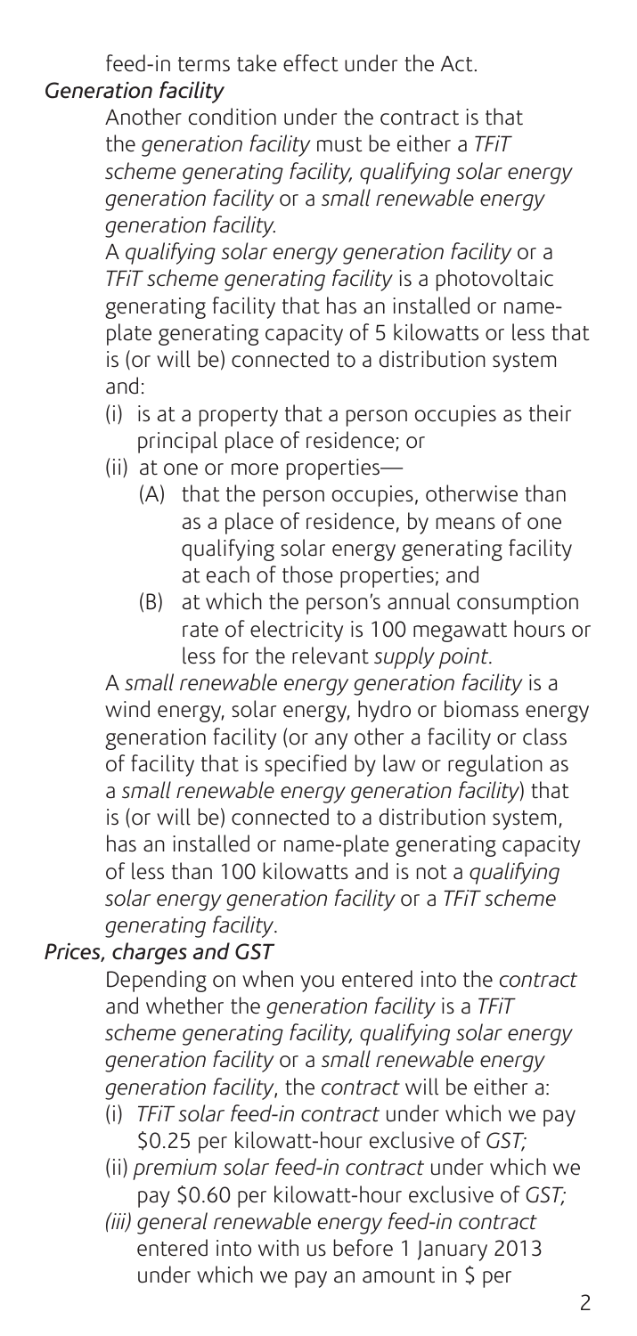feed-in terms take effect under the Act.

### *Generation facility*

Another condition under the contract is that the *generation facility* must be either a *TFiT scheme generating facility, qualifying solar energy generation facility* or a *small renewable energy generation facility.*

A *qualifying solar energy generation facility* or a *TFiT scheme generating facility* is a photovoltaic generating facility that has an installed or name-plate generating capacity of 5 kilowatts or less that is (or will be) connected to a distribution system and:

- (i) is at a property that a person occupies as their principal place of residence; or
- (ii) at one or more properties—
  - (A) that the person occupies, otherwise than as a place of residence, by means of one qualifying solar energy generating facility at each of those properties; and
  - (B) at which the person's annual consumption rate of electricity is 100 megawatt hours or less for the relevant *supply point*.

A *small renewable energy generation facility* is a wind energy, solar energy, hydro or biomass energy generation facility (or any other a facility or class of facility that is specified by law or regulation as a *small renewable energy generation facility*) that is (or will be) connected to a distribution system, has an installed or name-plate generating capacity of less than 100 kilowatts and is not a *qualifying solar energy generation facility* or a *TFiT scheme generating facility*.

### *Prices, charges and GST*

Depending on when you entered into the *contract* and whether the *generation facility* is a *TFiT scheme generating facility, qualifying solar energy generation facility* or a *small renewable energy generation facility*, the *contract* will be either a:

- (i) *TFiT solar feed-in contract* under which we pay $0.25 per kilowatt-hour exclusive of *GST;*
- (ii) *premium solar feed-in contract* under which we pay $0.60 per kilowatt-hour exclusive of *GST;*
- *(iii) general renewable energy feed-in contract* entered into with us before 1 January 2013 under which we pay an amount in $ per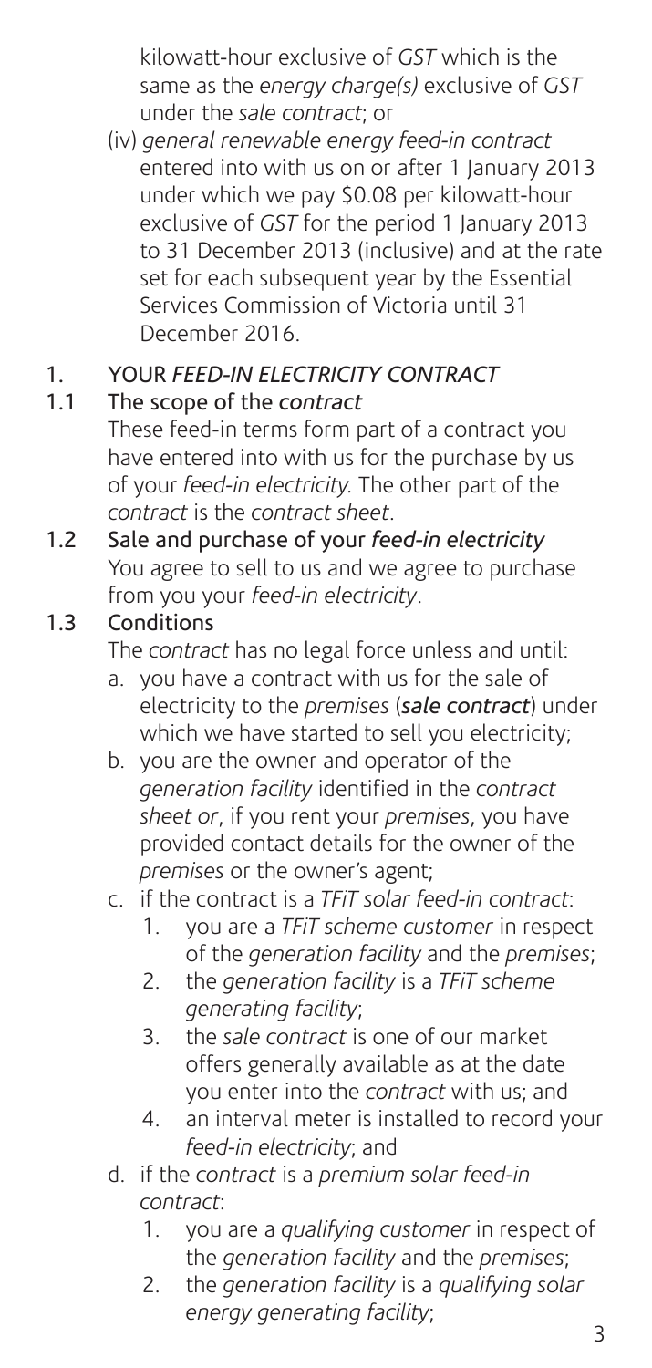kilowatt-hour exclusive of *GST* which is the same as the *energy charge(s)* exclusive of *GST* under the *sale contract*; or

(iv) *general renewable energy feed-in contract* entered into with us on or after 1 January 2013 under which we pay $0.08 per kilowatt-hour exclusive of *GST* for the period 1 January 2013 to 31 December 2013 (inclusive) and at the rate set for each subsequent year by the Essential Services Commission of Victoria until 31 December 2016.

## 1. YOUR *FEED-IN ELECTRICITY CONTRACT*

### 1.1 The scope of the *contract*

These feed-in terms form part of a contract you have entered into with us for the purchase by us of your *feed-in electricity.* The other part of the *contract* is the *contract sheet*.

### 1.2 Sale and purchase of your *feed-in electricity*

You agree to sell to us and we agree to purchase from you your *feed-in electricity*.

### 1.3 Conditions

The *contract* has no legal force unless and until:

a. you have a contract with us for the sale of electricity to the *premises* (***sale contract***) under which we have started to sell you electricity;

b. you are the owner and operator of the *generation facility* identified in the *contract sheet or*, if you rent your *premises*, you have provided contact details for the owner of the *premises* or the owner's agent;

c. if the contract is a *TFiT solar feed-in contract*:
   1. you are a *TFiT scheme customer* in respect of the *generation facility* and the *premises*;
   2. the *generation facility* is a *TFiT scheme generating facility*;
   3. the *sale contract* is one of our market offers generally available as at the date you enter into the *contract* with us; and
   4. an interval meter is installed to record your *feed-in electricity*; and

d. if the *contract* is a *premium solar feed-in contract*:
   1. you are a *qualifying customer* in respect of the *generation facility* and the *premises*;
   2. the *generation facility* is a *qualifying solar energy generating facility*;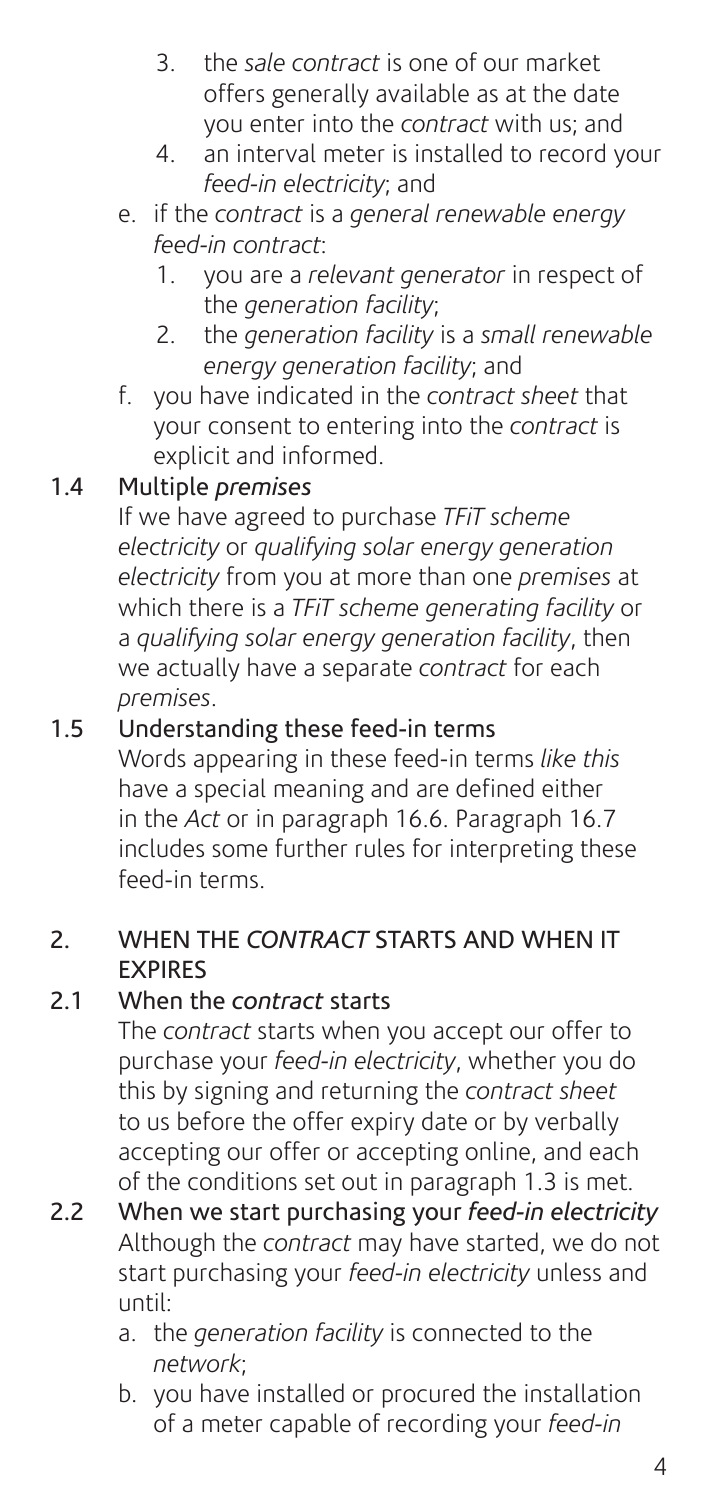3. the *sale contract* is one of our market offers generally available as at the date you enter into the *contract* with us; and
4. an interval meter is installed to record your *feed-in electricity*; and

e. if the *contract* is a *general renewable energy feed-in contract*:
   1. you are a *relevant generator* in respect of the *generation facility*;
   2. the *generation facility* is a *small renewable energy generation facility*; and

f. you have indicated in the *contract sheet* that your consent to entering into the *contract* is explicit and informed.

### 1.4 Multiple *premises*

If we have agreed to purchase *TFiT scheme electricity* or *qualifying solar energy generation electricity* from you at more than one *premises* at which there is a *TFiT scheme generating facility* or a *qualifying solar energy generation facility*, then we actually have a separate *contract* for each *premises*.

### 1.5 Understanding these feed-in terms

Words appearing in these feed-in terms *like this* have a special meaning and are defined either in the *Act* or in paragraph 16.6. Paragraph 16.7 includes some further rules for interpreting these feed-in terms.

## 2. WHEN THE *CONTRACT* STARTS AND WHEN IT EXPIRES

### 2.1 When the *contract* starts

The *contract* starts when you accept our offer to purchase your *feed-in electricity*, whether you do this by signing and returning the *contract sheet* to us before the offer expiry date or by verbally accepting our offer or accepting online, and each of the conditions set out in paragraph 1.3 is met.

### 2.2 When we start purchasing your *feed-in electricity*

Although the *contract* may have started, we do not start purchasing your *feed-in electricity* unless and until:

a. the *generation facility* is connected to the *network*;
b. you have installed or procured the installation of a meter capable of recording your *feed-in*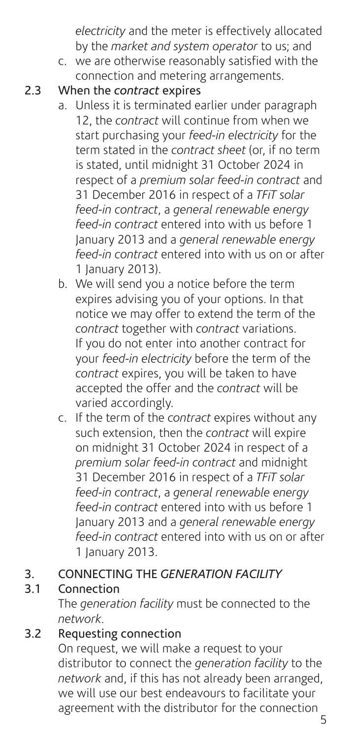*electricity* and the meter is effectively allocated by the *market and system operator* to us; and

c. we are otherwise reasonably satisfied with the connection and metering arrangements.

### 2.3 When the *contract* expires

a. Unless it is terminated earlier under paragraph 12, the *contract* will continue from when we start purchasing your *feed-in electricity* for the term stated in the *contract sheet* (or, if no term is stated, until midnight 31 October 2024 in respect of a *premium solar feed-in contract* and 31 December 2016 in respect of a *TFiT solar feed-in contract*, a *general renewable energy feed-in contract* entered into with us before 1 January 2013 and a *general renewable energy feed-in contract* entered into with us on or after 1 January 2013).

b. We will send you a notice before the term expires advising you of your options. In that notice we may offer to extend the term of the *contract* together with *contract* variations. If you do not enter into another contract for your *feed-in electricity* before the term of the *contract* expires, you will be taken to have accepted the offer and the *contract* will be varied accordingly.

c. If the term of the *contract* expires without any such extension, then the *contract* will expire on midnight 31 October 2024 in respect of a *premium solar feed-in contract* and midnight 31 December 2016 in respect of a *TFiT solar feed-in contract*, a *general renewable energy feed-in contract* entered into with us before 1 January 2013 and a *general renewable energy feed-in contract* entered into with us on or after 1 January 2013.

## 3. CONNECTING THE *GENERATION FACILITY*

### 3.1 Connection

The *generation facility* must be connected to the *network*.

### 3.2 Requesting connection

On request, we will make a request to your distributor to connect the *generation facility* to the *network* and, if this has not already been arranged, we will use our best endeavours to facilitate your agreement with the distributor for the connection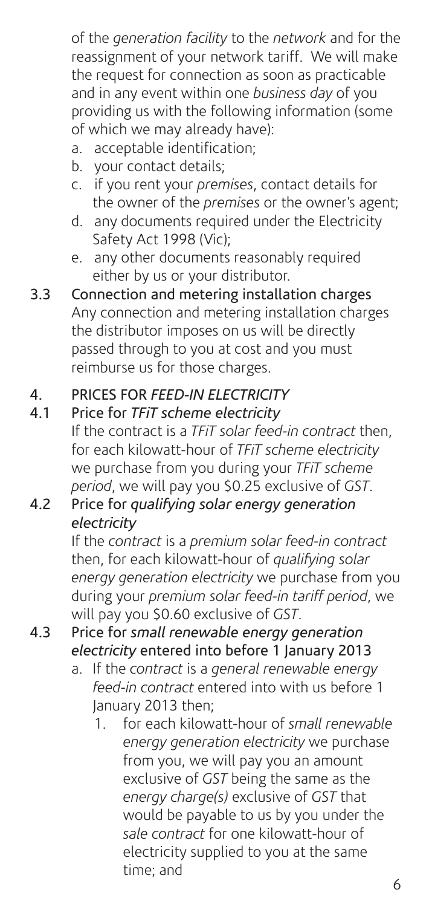of the *generation facility* to the *network* and for the reassignment of your network tariff. We will make the request for connection as soon as practicable and in any event within one *business day* of you providing us with the following information (some of which we may already have):

a. acceptable identification;
b. your contact details;
c. if you rent your *premises*, contact details for the owner of the *premises* or the owner's agent;
d. any documents required under the Electricity Safety Act 1998 (Vic);
e. any other documents reasonably required either by us or your distributor.

### 3.3 Connection and metering installation charges

Any connection and metering installation charges the distributor imposes on us will be directly passed through to you at cost and you must reimburse us for those charges.

## 4. PRICES FOR *FEED-IN ELECTRICITY*

### 4.1 Price for *TFiT scheme electricity*

If the contract is a *TFiT solar feed-in contract* then, for each kilowatt-hour of *TFiT scheme electricity* we purchase from you during your *TFiT scheme period*, we will pay you $0.25 exclusive of *GST*.

### 4.2 Price for *qualifying solar energy generation electricity*

If the *contract* is a *premium solar feed-in contract* then, for each kilowatt-hour of *qualifying solar energy generation electricity* we purchase from you during your *premium solar feed-in tariff period*, we will pay you $0.60 exclusive of *GST*.

### 4.3 Price for *small renewable energy generation electricity* entered into before 1 January 2013

a. If the *contract* is a *general renewable energy feed-in contract* entered into with us before 1 January 2013 then;
   1. for each kilowatt-hour of *small renewable energy generation electricity* we purchase from you, we will pay you an amount exclusive of *GST* being the same as the *energy charge(s)* exclusive of *GST* that would be payable to us by you under the *sale contract* for one kilowatt-hour of electricity supplied to you at the same time; and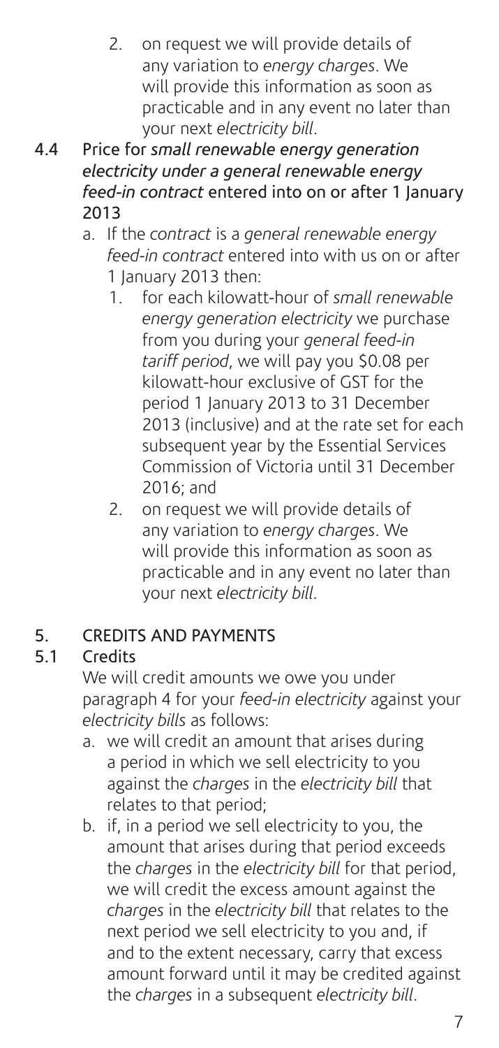2. on request we will provide details of any variation to *energy charges*. We will provide this information as soon as practicable and in any event no later than your next *electricity bill*.

### 4.4 Price for *small renewable energy generation electricity under a general renewable energy feed-in contract* entered into on or after 1 January 2013

a. If the *contract* is a *general renewable energy feed-in contract* entered into with us on or after 1 January 2013 then:

   1. for each kilowatt-hour of *small renewable energy generation electricity* we purchase from you during your *general feed-in tariff period*, we will pay you $0.08 per kilowatt-hour exclusive of GST for the period 1 January 2013 to 31 December 2013 (inclusive) and at the rate set for each subsequent year by the Essential Services Commission of Victoria until 31 December 2016; and
   2. on request we will provide details of any variation to *energy charges*. We will provide this information as soon as practicable and in any event no later than your next *electricity bill*.

## 5. CREDITS AND PAYMENTS

### 5.1 Credits

We will credit amounts we owe you under paragraph 4 for your *feed-in electricity* against your *electricity bills* as follows:

a. we will credit an amount that arises during a period in which we sell electricity to you against the *charges* in the *electricity bill* that relates to that period;

b. if, in a period we sell electricity to you, the amount that arises during that period exceeds the *charges* in the *electricity bill* for that period, we will credit the excess amount against the *charges* in the *electricity bill* that relates to the next period we sell electricity to you and, if and to the extent necessary, carry that excess amount forward until it may be credited against the *charges* in a subsequent *electricity bill*.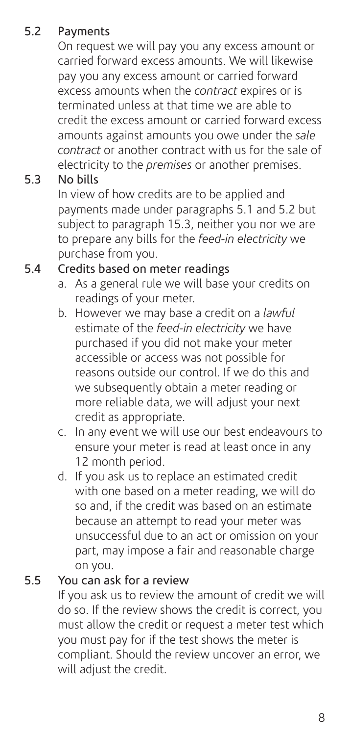### 5.2 Payments

On request we will pay you any excess amount or carried forward excess amounts. We will likewise pay you any excess amount or carried forward excess amounts when the *contract* expires or is terminated unless at that time we are able to credit the excess amount or carried forward excess amounts against amounts you owe under the *sale contract* or another contract with us for the sale of electricity to the *premises* or another premises.

### 5.3 No bills

In view of how credits are to be applied and payments made under paragraphs 5.1 and 5.2 but subject to paragraph 15.3, neither you nor we are to prepare any bills for the *feed-in electricity* we purchase from you.

### 5.4 Credits based on meter readings

a. As a general rule we will base your credits on readings of your meter.

b. However we may base a credit on a *lawful* estimate of the *feed-in electricity* we have purchased if you did not make your meter accessible or access was not possible for reasons outside our control. If we do this and we subsequently obtain a meter reading or more reliable data, we will adjust your next credit as appropriate.

c. In any event we will use our best endeavours to ensure your meter is read at least once in any 12 month period.

d. If you ask us to replace an estimated credit with one based on a meter reading, we will do so and, if the credit was based on an estimate because an attempt to read your meter was unsuccessful due to an act or omission on your part, may impose a fair and reasonable charge on you.

### 5.5 You can ask for a review

If you ask us to review the amount of credit we will do so. If the review shows the credit is correct, you must allow the credit or request a meter test which you must pay for if the test shows the meter is compliant. Should the review uncover an error, we will adjust the credit.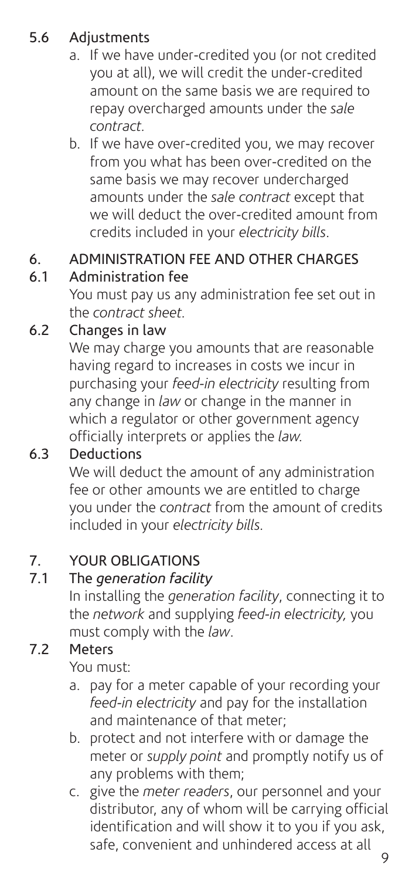### 5.6 Adjustments

a. If we have under-credited you (or not credited you at all), we will credit the under-credited amount on the same basis we are required to repay overcharged amounts under the *sale contract*.

b. If we have over-credited you, we may recover from you what has been over-credited on the same basis we may recover undercharged amounts under the *sale contract* except that we will deduct the over-credited amount from credits included in your *electricity bills*.

## 6. ADMINISTRATION FEE AND OTHER CHARGES

### 6.1 Administration fee

You must pay us any administration fee set out in the *contract sheet*.

### 6.2 Changes in law

We may charge you amounts that are reasonable having regard to increases in costs we incur in purchasing your *feed-in electricity* resulting from any change in *law* or change in the manner in which a regulator or other government agency officially interprets or applies the *law*.

### 6.3 Deductions

We will deduct the amount of any administration fee or other amounts we are entitled to charge you under the *contract* from the amount of credits included in your *electricity bills*.

## 7. YOUR OBLIGATIONS

### 7.1 The *generation facility*

In installing the *generation facility*, connecting it to the *network* and supplying *feed-in electricity,* you must comply with the *law*.

### 7.2 Meters

You must:

a. pay for a meter capable of your recording your *feed-in electricity* and pay for the installation and maintenance of that meter;

b. protect and not interfere with or damage the meter or *supply point* and promptly notify us of any problems with them;

c. give the *meter readers*, our personnel and your distributor, any of whom will be carrying official identification and will show it to you if you ask, safe, convenient and unhindered access at all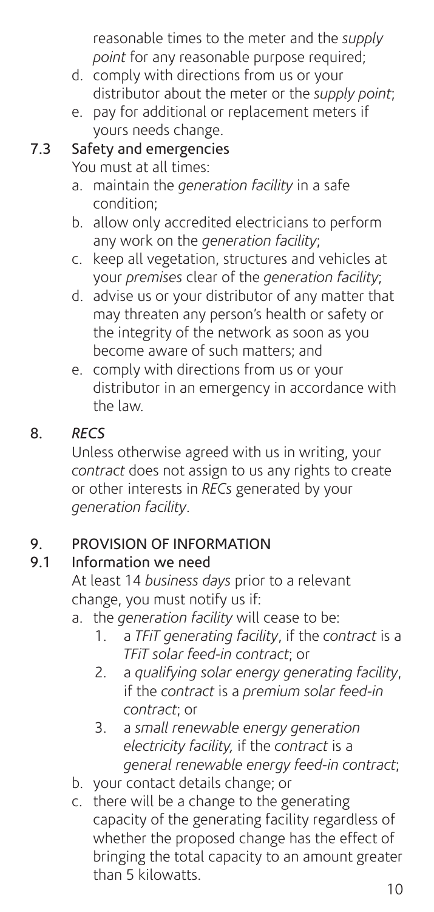reasonable times to the meter and the *supply point* for any reasonable purpose required;

d. comply with directions from us or your distributor about the meter or the *supply point*;
e. pay for additional or replacement meters if yours needs change.

### 7.3 Safety and emergencies

You must at all times:

a. maintain the *generation facility* in a safe condition;
b. allow only accredited electricians to perform any work on the *generation facility*;
c. keep all vegetation, structures and vehicles at your *premises* clear of the *generation facility*;
d. advise us or your distributor of any matter that may threaten any person's health or safety or the integrity of the network as soon as you become aware of such matters; and
e. comply with directions from us or your distributor in an emergency in accordance with the law.

## 8. *RECS*

Unless otherwise agreed with us in writing, your *contract* does not assign to us any rights to create or other interests in *RECs* generated by your *generation facility*.

## 9. PROVISION OF INFORMATION

### 9.1 Information we need

At least 14 *business days* prior to a relevant change, you must notify us if:

a. the *generation facility* will cease to be:
   1. a *TFiT generating facility*, if the *contract* is a *TFiT solar feed-in contract*; or
   2. a *qualifying solar energy generating facility*, if the *contract* is a *premium solar feed-in contract*; or
   3. a *small renewable energy generation electricity facility,* if the *contract* is a *general renewable energy feed-in contract*;
b. your contact details change; or
c. there will be a change to the generating capacity of the generating facility regardless of whether the proposed change has the effect of bringing the total capacity to an amount greater than 5 kilowatts.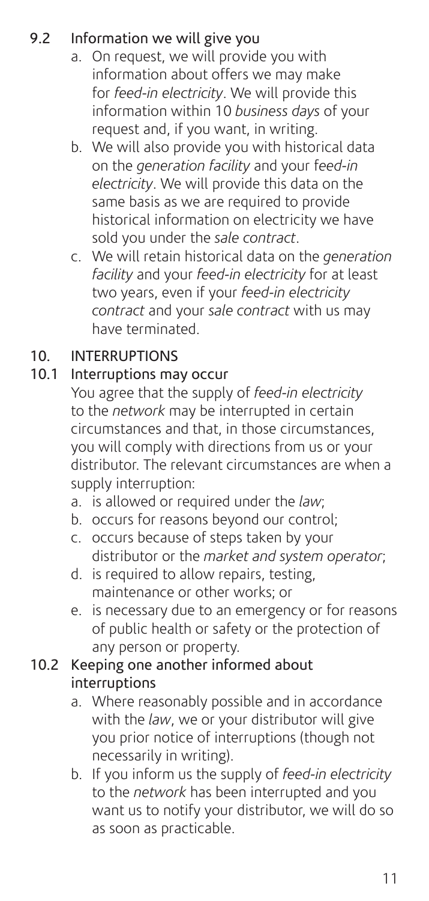### 9.2 Information we will give you

a. On request, we will provide you with information about offers we may make for *feed-in electricity*. We will provide this information within 10 *business days* of your request and, if you want, in writing.

b. We will also provide you with historical data on the *generation facility* and your *feed-in electricity*. We will provide this data on the same basis as we are required to provide historical information on electricity we have sold you under the *sale contract*.

c. We will retain historical data on the *generation facility* and your *feed-in electricity* for at least two years, even if your *feed-in electricity contract* and your *sale contract* with us may have terminated.

## 10. INTERRUPTIONS

### 10.1 Interruptions may occur

You agree that the supply of *feed-in electricity* to the *network* may be interrupted in certain circumstances and that, in those circumstances, you will comply with directions from us or your distributor. The relevant circumstances are when a supply interruption:

a. is allowed or required under the *law*;

b. occurs for reasons beyond our control;

c. occurs because of steps taken by your distributor or the *market and system operator*;

d. is required to allow repairs, testing, maintenance or other works; or

e. is necessary due to an emergency or for reasons of public health or safety or the protection of any person or property.

### 10.2 Keeping one another informed about interruptions

a. Where reasonably possible and in accordance with the *law*, we or your distributor will give you prior notice of interruptions (though not necessarily in writing).

b. If you inform us the supply of *feed-in electricity* to the *network* has been interrupted and you want us to notify your distributor, we will do so as soon as practicable.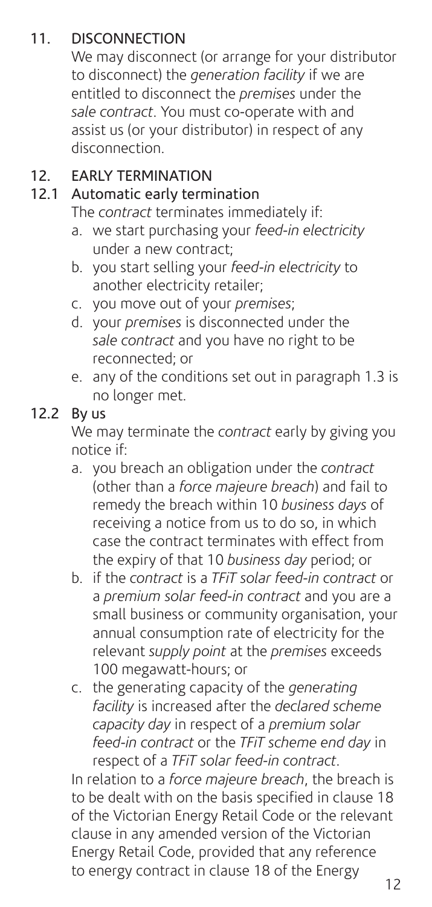## 11. DISCONNECTION

We may disconnect (or arrange for your distributor to disconnect) the *generation facility* if we are entitled to disconnect the *premises* under the *sale contract*. You must co-operate with and assist us (or your distributor) in respect of any disconnection.

## 12. EARLY TERMINATION

### 12.1 Automatic early termination

The *contract* terminates immediately if:

a. we start purchasing your *feed-in electricity* under a new contract;
b. you start selling your *feed-in electricity* to another electricity retailer;
c. you move out of your *premises*;
d. your *premises* is disconnected under the *sale contract* and you have no right to be reconnected; or
e. any of the conditions set out in paragraph 1.3 is no longer met.

### 12.2 By us

We may terminate the *contract* early by giving you notice if:

a. you breach an obligation under the *contract* (other than a *force majeure breach*) and fail to remedy the breach within 10 *business days* of receiving a notice from us to do so, in which case the contract terminates with effect from the expiry of that 10 *business day* period; or
b. if the *contract* is a *TFiT solar feed-in contract* or a *premium solar feed-in contract* and you are a small business or community organisation, your annual consumption rate of electricity for the relevant *supply point* at the *premises* exceeds 100 megawatt-hours; or
c. the generating capacity of the *generating facility* is increased after the *declared scheme capacity day* in respect of a *premium solar feed-in contract* or the *TFiT scheme end day* in respect of a *TFiT solar feed-in contract*.

In relation to a *force majeure breach*, the breach is to be dealt with on the basis specified in clause 18 of the Victorian Energy Retail Code or the relevant clause in any amended version of the Victorian Energy Retail Code, provided that any reference to energy contract in clause 18 of the Energy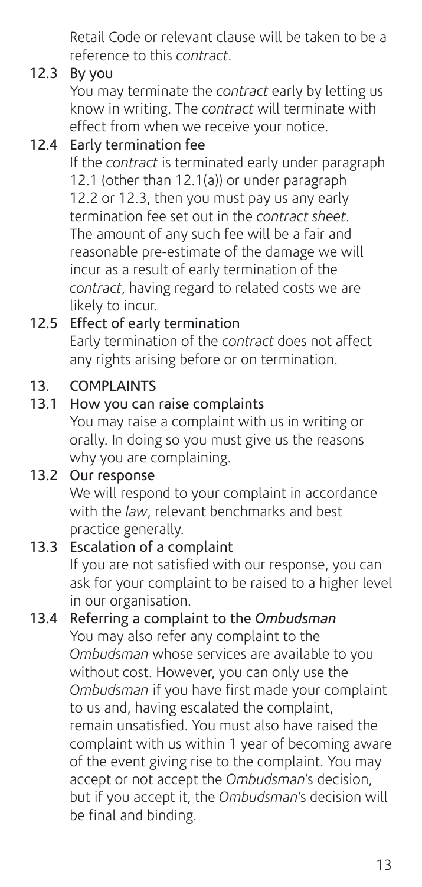Retail Code or relevant clause will be taken to be a reference to this *contract*.

### 12.3 By you

You may terminate the *contract* early by letting us know in writing. The *contract* will terminate with effect from when we receive your notice.

### 12.4 Early termination fee

If the *contract* is terminated early under paragraph 12.1 (other than 12.1(a)) or under paragraph 12.2 or 12.3, then you must pay us any early termination fee set out in the *contract sheet*. The amount of any such fee will be a fair and reasonable pre-estimate of the damage we will incur as a result of early termination of the *contract*, having regard to related costs we are likely to incur.

### 12.5 Effect of early termination

Early termination of the *contract* does not affect any rights arising before or on termination.

## 13. COMPLAINTS

### 13.1 How you can raise complaints

You may raise a complaint with us in writing or orally. In doing so you must give us the reasons why you are complaining.

### 13.2 Our response

We will respond to your complaint in accordance with the *law*, relevant benchmarks and best practice generally.

### 13.3 Escalation of a complaint

If you are not satisfied with our response, you can ask for your complaint to be raised to a higher level in our organisation.

### 13.4 Referring a complaint to the *Ombudsman*

You may also refer any complaint to the *Ombudsman* whose services are available to you without cost. However, you can only use the *Ombudsman* if you have first made your complaint to us and, having escalated the complaint, remain unsatisfied. You must also have raised the complaint with us within 1 year of becoming aware of the event giving rise to the complaint. You may accept or not accept the *Ombudsman*'s decision, but if you accept it, the *Ombudsman*'s decision will be final and binding.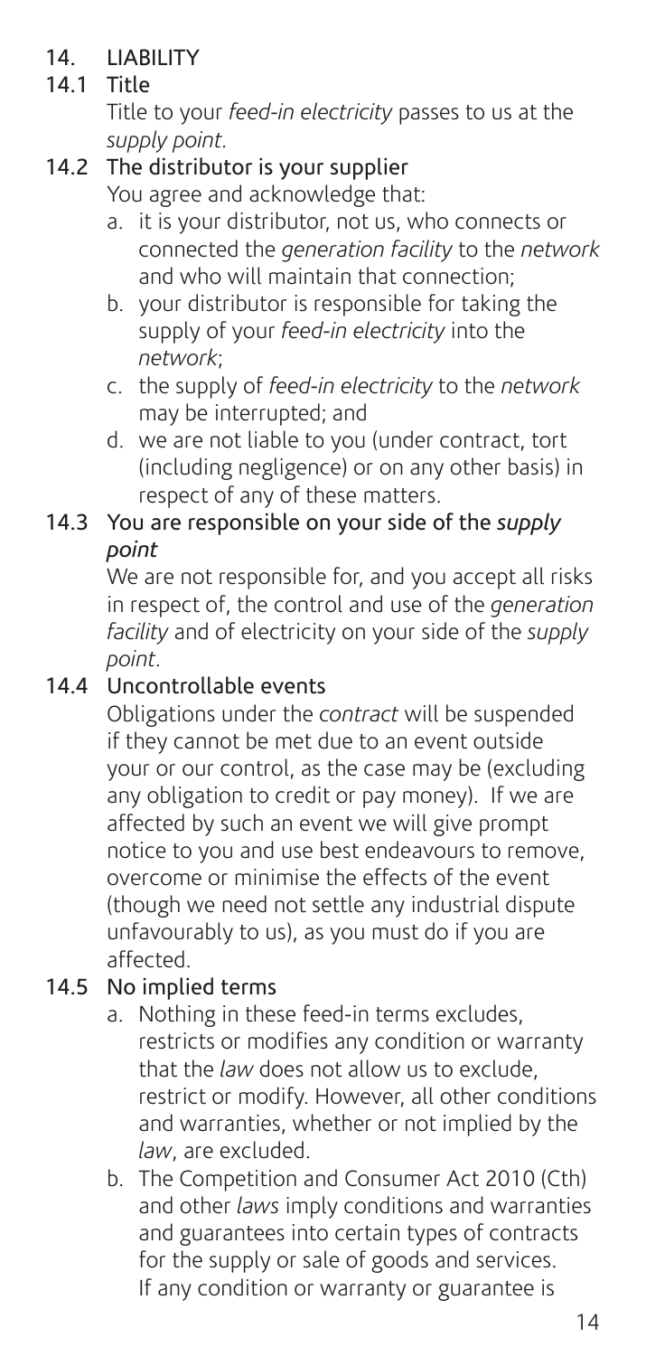## 14. LIABILITY

### 14.1 Title

Title to your *feed-in electricity* passes to us at the *supply point*.

### 14.2 The distributor is your supplier

You agree and acknowledge that:

a. it is your distributor, not us, who connects or connected the *generation facility* to the *network* and who will maintain that connection;

b. your distributor is responsible for taking the supply of your *feed-in electricity* into the *network*;

c. the supply of *feed-in electricity* to the *network* may be interrupted; and

d. we are not liable to you (under contract, tort (including negligence) or on any other basis) in respect of any of these matters.

### 14.3 You are responsible on your side of the *supply point*

We are not responsible for, and you accept all risks in respect of, the control and use of the *generation facility* and of electricity on your side of the *supply point*.

### 14.4 Uncontrollable events

Obligations under the *contract* will be suspended if they cannot be met due to an event outside your or our control, as the case may be (excluding any obligation to credit or pay money). If we are affected by such an event we will give prompt notice to you and use best endeavours to remove, overcome or minimise the effects of the event (though we need not settle any industrial dispute unfavourably to us), as you must do if you are affected.

### 14.5 No implied terms

a. Nothing in these feed-in terms excludes, restricts or modifies any condition or warranty that the *law* does not allow us to exclude, restrict or modify. However, all other conditions and warranties, whether or not implied by the *law*, are excluded.

b. The Competition and Consumer Act 2010 (Cth) and other *laws* imply conditions and warranties and guarantees into certain types of contracts for the supply or sale of goods and services. If any condition or warranty or guarantee is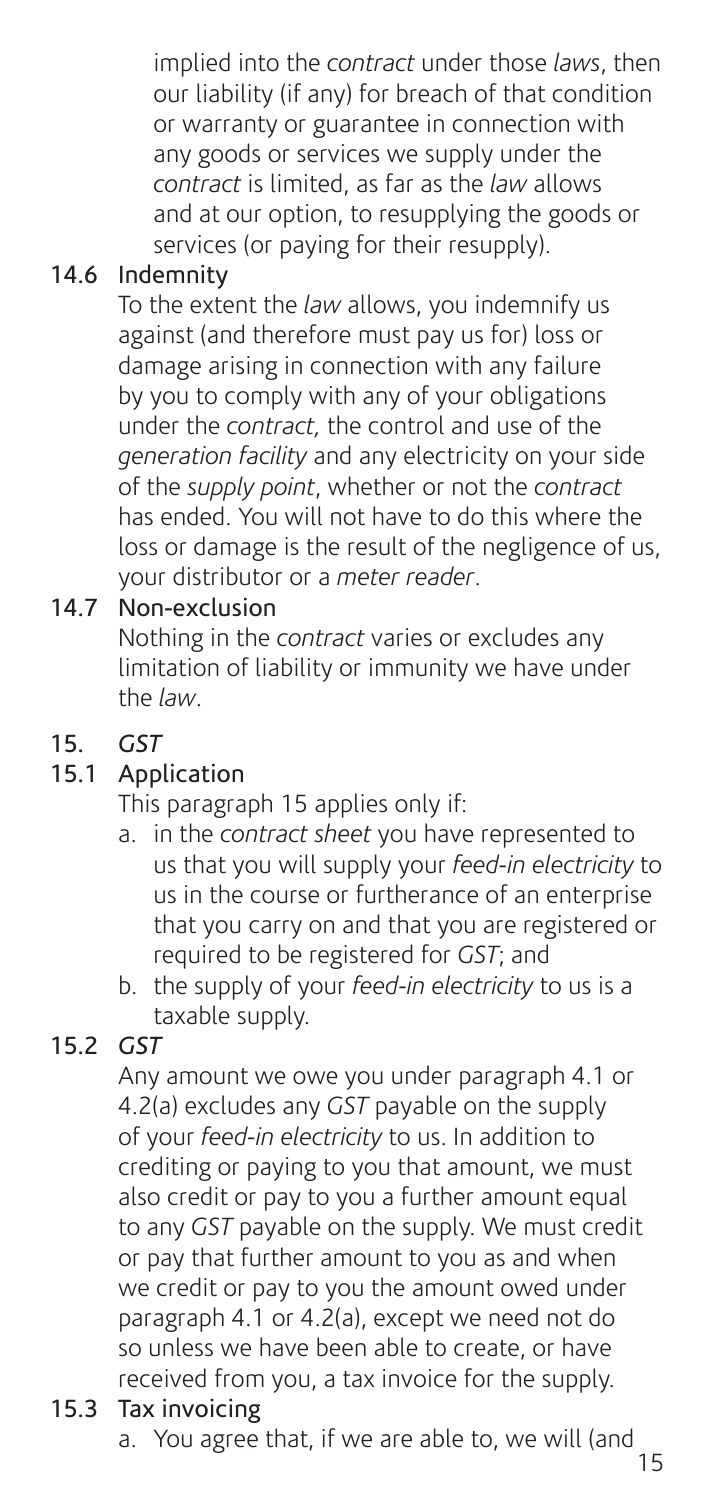implied into the *contract* under those *laws*, then our liability (if any) for breach of that condition or warranty or guarantee in connection with any goods or services we supply under the *contract* is limited, as far as the *law* allows and at our option, to resupplying the goods or services (or paying for their resupply).

### 14.6 Indemnity

To the extent the *law* allows, you indemnify us against (and therefore must pay us for) loss or damage arising in connection with any failure by you to comply with any of your obligations under the *contract,* the control and use of the *generation facility* and any electricity on your side of the *supply point*, whether or not the *contract* has ended. You will not have to do this where the loss or damage is the result of the negligence of us, your distributor or a *meter reader*.

### 14.7 Non-exclusion

Nothing in the *contract* varies or excludes any limitation of liability or immunity we have under the *law*.

## 15. *GST*

### 15.1 Application

This paragraph 15 applies only if:

a. in the *contract sheet* you have represented to us that you will supply your *feed-in electricity* to us in the course or furtherance of an enterprise that you carry on and that you are registered or required to be registered for *GST*; and

b. the supply of your *feed-in electricity* to us is a taxable supply.

### 15.2 *GST*

Any amount we owe you under paragraph 4.1 or 4.2(a) excludes any *GST* payable on the supply of your *feed-in electricity* to us. In addition to crediting or paying to you that amount, we must also credit or pay to you a further amount equal to any *GST* payable on the supply. We must credit or pay that further amount to you as and when we credit or pay to you the amount owed under paragraph 4.1 or 4.2(a), except we need not do so unless we have been able to create, or have received from you, a tax invoice for the supply.

### 15.3 Tax invoicing

a. You agree that, if we are able to, we will (and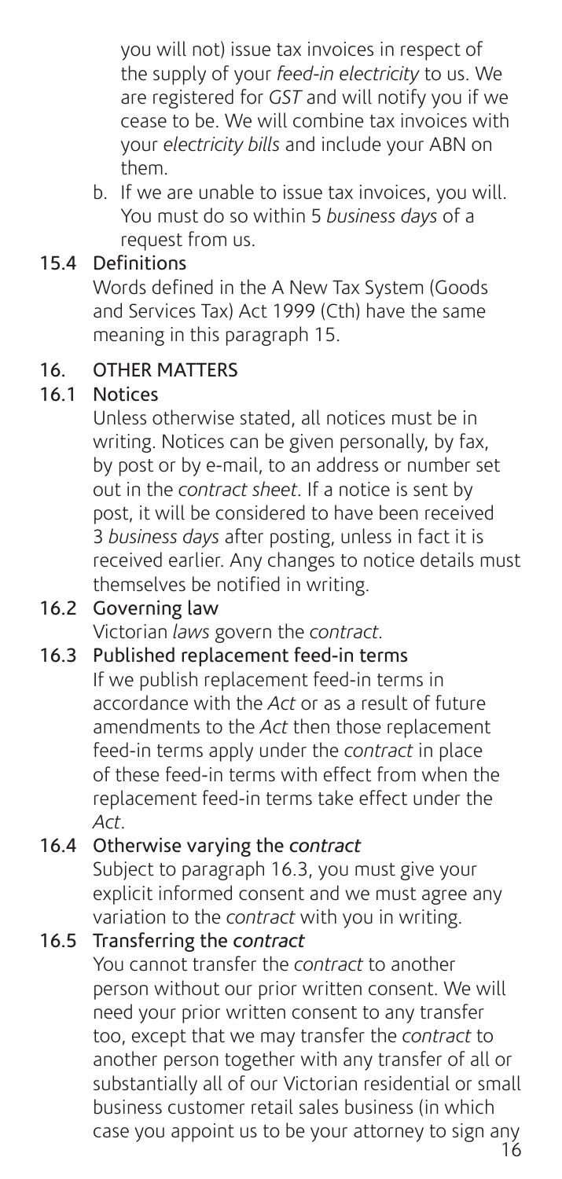you will not) issue tax invoices in respect of the supply of your *feed-in electricity* to us. We are registered for *GST* and will notify you if we cease to be. We will combine tax invoices with your *electricity bills* and include your ABN on them.

b. If we are unable to issue tax invoices, you will. You must do so within 5 *business days* of a request from us.

### 15.4 Definitions

Words defined in the A New Tax System (Goods and Services Tax) Act 1999 (Cth) have the same meaning in this paragraph 15.

## 16. OTHER MATTERS

### 16.1 Notices

Unless otherwise stated, all notices must be in writing. Notices can be given personally, by fax, by post or by e-mail, to an address or number set out in the *contract sheet*. If a notice is sent by post, it will be considered to have been received 3 *business days* after posting, unless in fact it is received earlier. Any changes to notice details must themselves be notified in writing.

### 16.2 Governing law

Victorian *laws* govern the *contract*.

### 16.3 Published replacement feed-in terms

If we publish replacement feed-in terms in accordance with the *Act* or as a result of future amendments to the *Act* then those replacement feed-in terms apply under the *contract* in place of these feed-in terms with effect from when the replacement feed-in terms take effect under the *Act*.

### 16.4 Otherwise varying the *contract*

Subject to paragraph 16.3, you must give your explicit informed consent and we must agree any variation to the *contract* with you in writing.

### 16.5 Transferring the *contract*

You cannot transfer the *contract* to another person without our prior written consent. We will need your prior written consent to any transfer too, except that we may transfer the *contract* to another person together with any transfer of all or substantially all of our Victorian residential or small business customer retail sales business (in which case you appoint us to be your attorney to sign any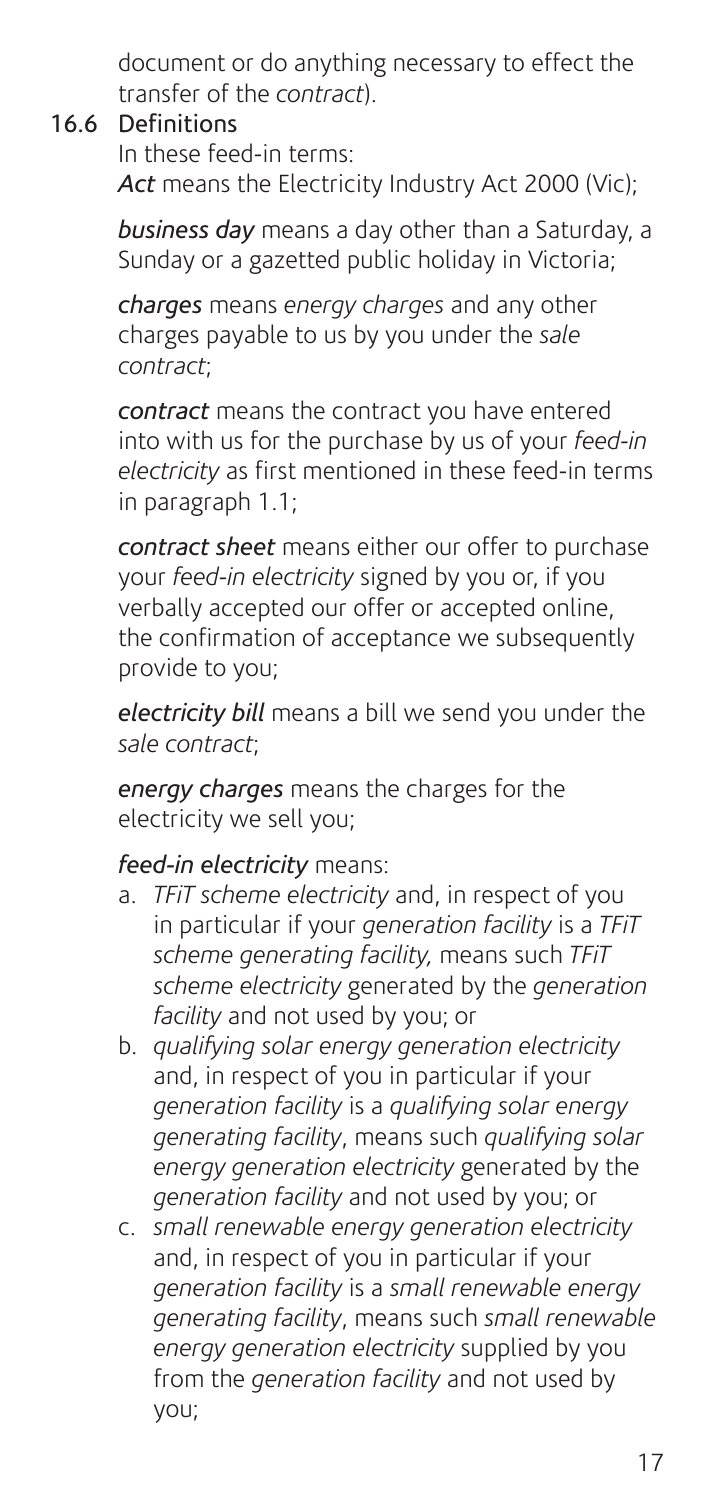document or do anything necessary to effect the transfer of the *contract*).

### 16.6 Definitions

In these feed-in terms:

***Act*** means the Electricity Industry Act 2000 (Vic);

***business day*** means a day other than a Saturday, a Sunday or a gazetted public holiday in Victoria;

***charges*** means *energy charges* and any other charges payable to us by you under the *sale contract*;

***contract*** means the contract you have entered into with us for the purchase by us of your *feed-in electricity* as first mentioned in these feed-in terms in paragraph 1.1;

***contract sheet*** means either our offer to purchase your *feed-in electricity* signed by you or, if you verbally accepted our offer or accepted online, the confirmation of acceptance we subsequently provide to you;

***electricity bill*** means a bill we send you under the *sale contract*;

***energy charges*** means the charges for the electricity we sell you;

***feed-in electricity*** means:

a. *TFiT scheme electricity* and, in respect of you in particular if your *generation facility* is a *TFiT scheme generating facility,* means such *TFiT scheme electricity* generated by the *generation facility* and not used by you; or
b. *qualifying solar energy generation electricity* and, in respect of you in particular if your *generation facility* is a *qualifying solar energy generating facility*, means such *qualifying solar energy generation electricity* generated by the *generation facility* and not used by you; or
c. *small renewable energy generation electricity* and, in respect of you in particular if your *generation facility* is a *small renewable energy generating facility*, means such *small renewable energy generation electricity* supplied by you from the *generation facility* and not used by you;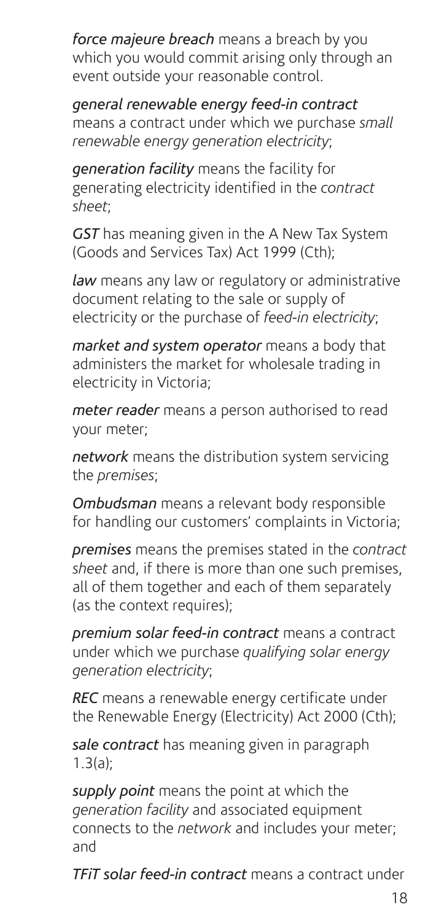*force majeure breach* means a breach by you which you would commit arising only through an event outside your reasonable control.

*general renewable energy feed-in contract* means a contract under which we purchase *small renewable energy generation electricity*;

*generation facility* means the facility for generating electricity identified in the *contract sheet*;

*GST* has meaning given in the A New Tax System (Goods and Services Tax) Act 1999 (Cth);

*law* means any law or regulatory or administrative document relating to the sale or supply of electricity or the purchase of *feed-in electricity*;

*market and system operator* means a body that administers the market for wholesale trading in electricity in Victoria;

*meter reader* means a person authorised to read your meter;

*network* means the distribution system servicing the *premises*;

*Ombudsman* means a relevant body responsible for handling our customers' complaints in Victoria;

*premises* means the premises stated in the *contract sheet* and, if there is more than one such premises, all of them together and each of them separately (as the context requires);

*premium solar feed-in contract* means a contract under which we purchase *qualifying solar energy generation electricity*;

*REC* means a renewable energy certificate under the Renewable Energy (Electricity) Act 2000 (Cth);

*sale contract* has meaning given in paragraph 1.3(a);

*supply point* means the point at which the *generation facility* and associated equipment connects to the *network* and includes your meter; and

*TFiT solar feed-in contract* means a contract under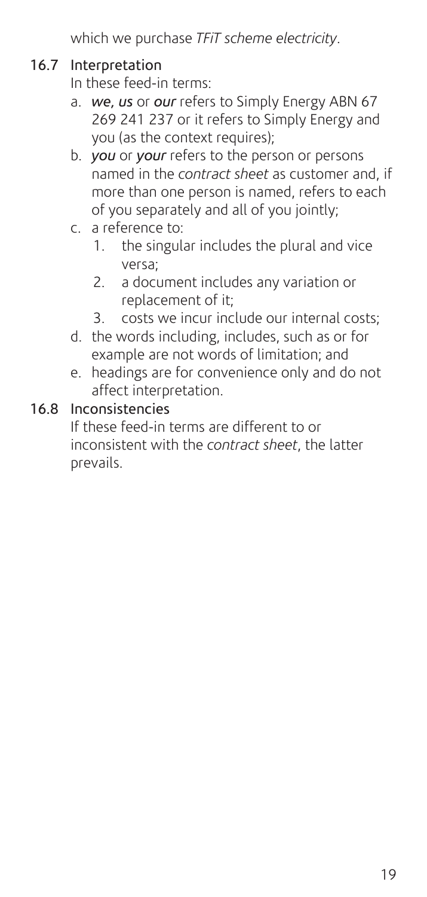which we purchase *TFiT scheme electricity*.

### 16.7 Interpretation

In these feed-in terms:

a. ***we, us*** or ***our*** refers to Simply Energy ABN 67 269 241 237 or it refers to Simply Energy and you (as the context requires);

b. ***you*** or ***your*** refers to the person or persons named in the *contract sheet* as customer and, if more than one person is named, refers to each of you separately and all of you jointly;

c. a reference to:
   1. the singular includes the plural and vice versa;
   2. a document includes any variation or replacement of it;
   3. costs we incur include our internal costs;

d. the words including, includes, such as or for example are not words of limitation; and

e. headings are for convenience only and do not affect interpretation.

### 16.8 Inconsistencies

If these feed-in terms are different to or inconsistent with the *contract sheet*, the latter prevails.